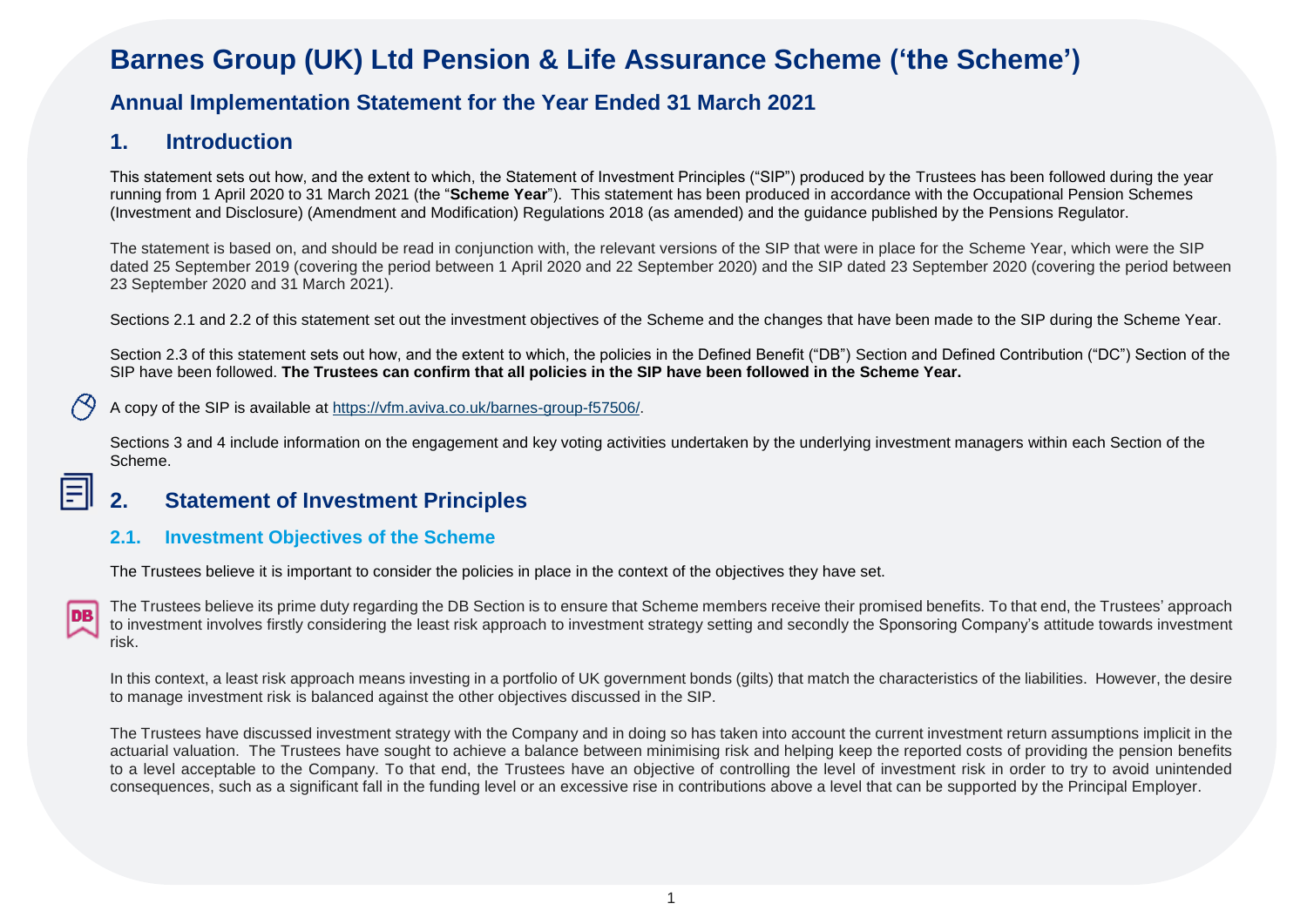# Barnes Group (UK) Ltd Pension & Life Assurance Scheme ('the Scheme')

## Annual Implementation Statement for the Year Ended 31 March 2021

## 1. Introduction

This statement sets out how, and the extent to which, the Statement of Investment Principles ("SIP") produced by the Trustees has been followed during the year running from 1 April 2020 to 31 March 2021 (the "**Scheme Year**"). This statement has been produced in accordance with the Occupational Pension Schemes (Investment and Disclosure) (Amendment and Modification) Regulations 2018 (as amended) and the guidance published by the Pensions Regulator.

The statement is based on, and should be read in conjunction with, the relevant versions of the SIP that were in place for the Scheme Year, which were the SIP dated 25 September 2019 (covering the period between 1 April 2020 and 22 September 2020) and the SIP dated 23 September 2020 (covering the period between 23 September 2020 and 31 March 2021).

Sections 2.1 and 2.2 of this statement set out the investment objectives of the Scheme and the changes that have been made to the SIP during the Scheme Year.

Section 2.3 of this statement sets out how, and the extent to which, the policies in the Defined Benefit ("DB") Section and Defined Contribution ("DC") Section of the SIP have been followed. **The Trustees can confirm that all policies in the SIP have been followed in the Scheme Year.**

A copy of the SIP is available at https://vfm.aviva.co.uk/barnes-group-f57506/.

Sections 3 and 4 include information on the engagement and key voting activities undertaken by the underlying investment managers within each Section of the Scheme.

## 2. Statement of Investment Principles

### 2.1. Investment Objectives of the Scheme

The Trustees believe it is important to consider the policies in place in the context of the objectives they have set.

DB

The Trustees believe its prime duty regarding the DB Section is to ensure that Scheme members receive their promised benefits. To that end, the Trustees' approach to investment involves firstly considering the least risk approach to investment strategy setting and secondly the Sponsoring Company's attitude towards investment risk.

In this context, a least risk approach means investing in a portfolio of UK government bonds (gilts) that match the characteristics of the liabilities. However, the desire to manage investment risk is balanced against the other objectives discussed in the SIP.

The Trustees have discussed investment strategy with the Company and in doing so has taken into account the current investment return assumptions implicit in the actuarial valuation. The Trustees have sought to achieve a balance between minimising risk and helping keep the reported costs of providing the pension benefits to a level acceptable to the Company. To that end, the Trustees have an objective of controlling the level of investment risk in order to try to avoid unintended consequences, such as a significant fall in the funding level or an excessive rise in contributions above a level that can be supported by the Principal Employer.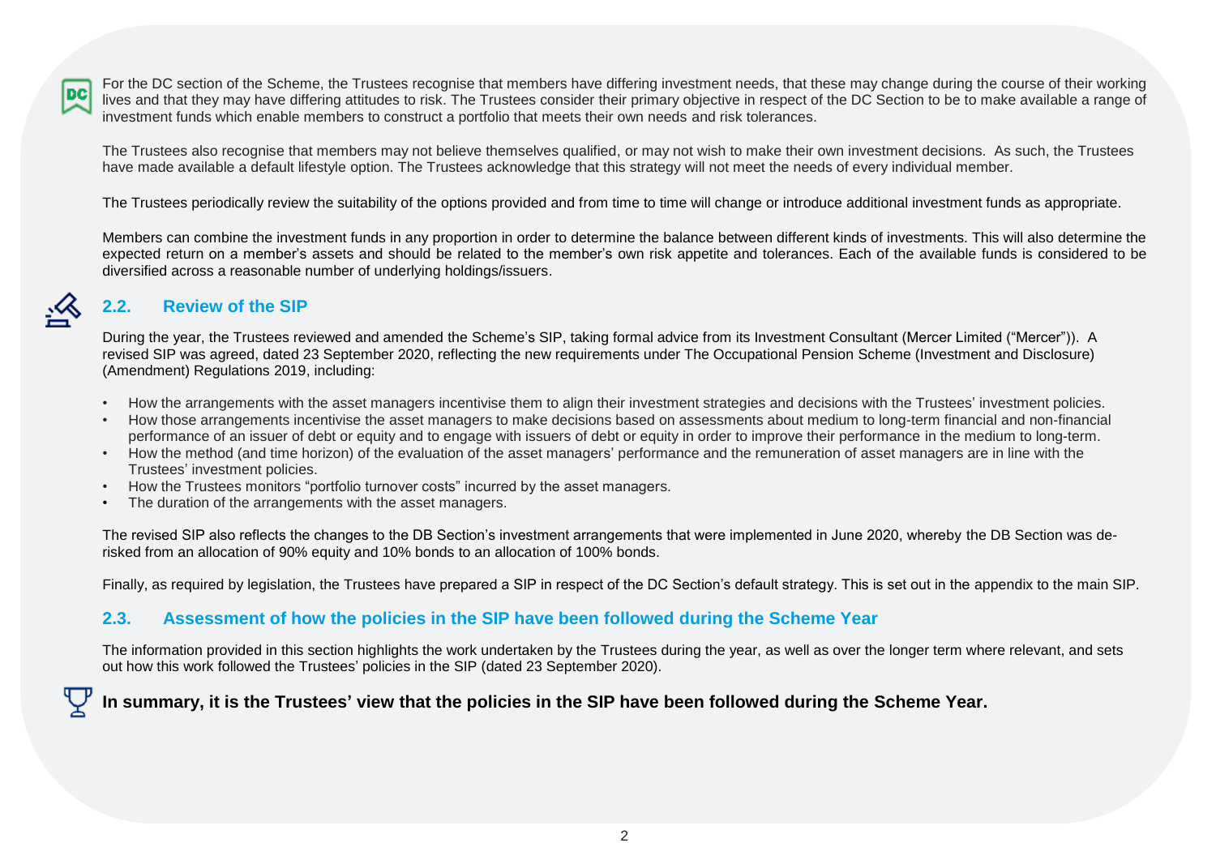For the DC section of the Scheme, the Trustees recognise that members have differing investment needs, that these may change during the course of their working lives and that they may have differing attitudes to risk. The Trustees consider their primary objective in respect of the DC Section to be to make available a range of investment funds which enable members to construct a portfolio that meets their own needs and risk tolerances.

The Trustees also recognise that members may not believe themselves qualified, or may not wish to make their own investment decisions. As such, the Trustees have made available a default lifestyle option. The Trustees acknowledge that this strategy will not meet the needs of every individual member.

The Trustees periodically review the suitability of the options provided and from time to time will change or introduce additional investment funds as appropriate.

Members can combine the investment funds in any proportion in order to determine the balance between different kinds of investments. This will also determine the expected return on a member's assets and should be related to the member's own risk appetite and tolerances. Each of the available funds is considered to be diversified across a reasonable number of underlying holdings/issuers.

## 2.2. Review of the SIP

During the year, the Trustees reviewed and amended the Scheme's SIP, taking formal advice from its Investment Consultant (Mercer Limited ("Mercer")). A revised SIP was agreed, dated 23 September 2020, reflecting the new requirements under The Occupational Pension Scheme (Investment and Disclosure) (Amendment) Regulations 2019, including:

- How the arrangements with the asset managers incentivise them to align their investment strategies and decisions with the Trustees' investment policies.
- How those arrangements incentivise the asset managers to make decisions based on assessments about medium to long-term financial and non-financial performance of an issuer of debt or equity and to engage with issuers of debt or equity in order to improve their performance in the medium to long-term.
- How the method (and time horizon) of the evaluation of the asset managers' performance and the remuneration of asset managers are in line with the Trustees' investment policies.
- How the Trustees monitors "portfolio turnover costs" incurred by the asset managers.
- The duration of the arrangements with the asset managers.

The revised SIP also reflects the changes to the DB Section's investment arrangements that were implemented in June 2020, whereby the DB Section was de-risked from an allocation of 90% equity and 10% bonds to an allocation of 100% bonds.

Finally, as required by legislation, the Trustees have prepared a SIP in respect of the DC Section's default strategy. This is set out in the appendix to the main SIP.

## 2.3. Assessment of how the policies in the SIP have been followed during the Scheme Year

The information provided in this section highlights the work undertaken by the Trustees during the year, as well as over the longer term where relevant, and sets out how this work followed the Trustees' policies in the SIP (dated 23 September 2020).

**In summary, it is the Trustees' view that the policies in the SIP have been followed during the Scheme Year.**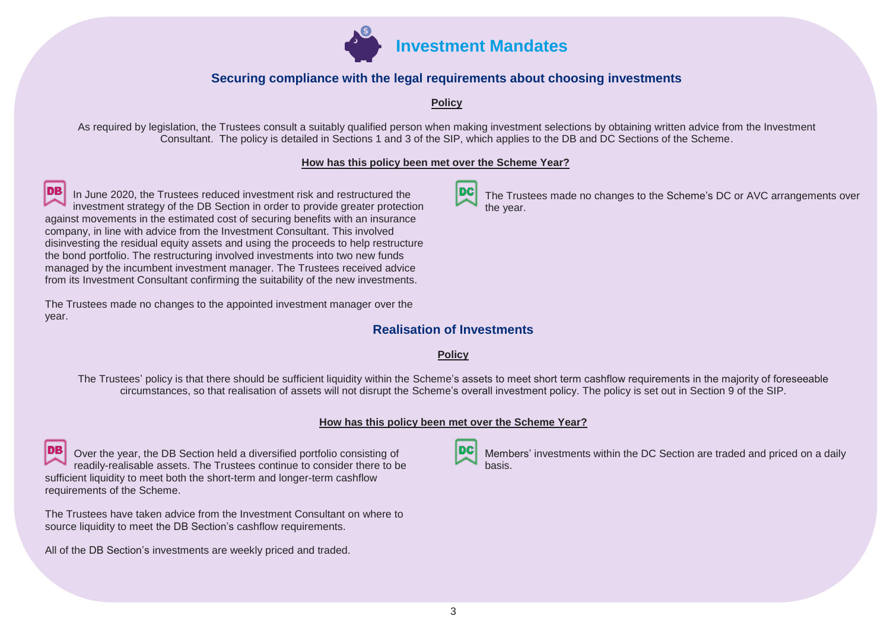# Investment Mandates

## Securing compliance with the legal requirements about choosing investments

### Policy

As required by legislation, the Trustees consult a suitably qualified person when making investment selections by obtaining written advice from the Investment Consultant. The policy is detailed in Sections 1 and 3 of the SIP, which applies to the DB and DC Sections of the Scheme.

### How has this policy been met over the Scheme Year?

**DB**

In June 2020, the Trustees reduced investment risk and restructured the investment strategy of the DB Section in order to provide greater protection against movements in the estimated cost of securing benefits with an insurance company, in line with advice from the Investment Consultant. This involved disinvesting the residual equity assets and using the proceeds to help restructure the bond portfolio. The restructuring involved investments into two new funds managed by the incumbent investment manager. The Trustees received advice from its Investment Consultant confirming the suitability of the new investments.

The Trustees made no changes to the appointed investment manager over the year.

**DC**

The Trustees made no changes to the Scheme's DC or AVC arrangements over the year.

## Realisation of Investments

### Policy

The Trustees' policy is that there should be sufficient liquidity within the Scheme's assets to meet short term cashflow requirements in the majority of foreseeable circumstances, so that realisation of assets will not disrupt the Scheme's overall investment policy. The policy is set out in Section 9 of the SIP.

### How has this policy been met over the Scheme Year?

**DB**

Over the year, the DB Section held a diversified portfolio consisting of readily-realisable assets. The Trustees continue to consider there to be sufficient liquidity to meet both the short-term and longer-term cashflow requirements of the Scheme.

The Trustees have taken advice from the Investment Consultant on where to source liquidity to meet the DB Section's cashflow requirements.

All of the DB Section's investments are weekly priced and traded.

**DC**

Members' investments within the DC Section are traded and priced on a daily basis.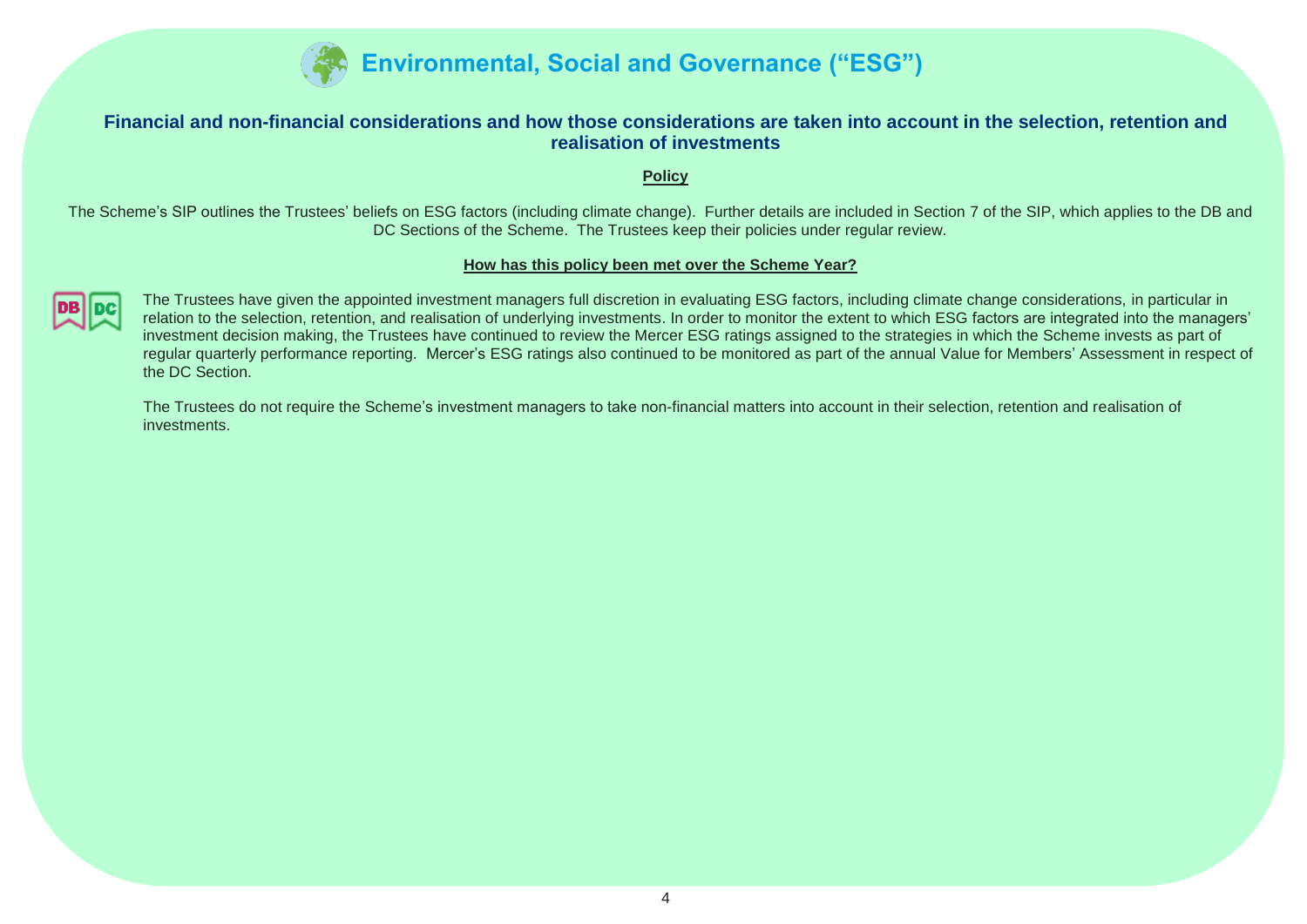# Environmental, Social and Governance ("ESG")

## Financial and non-financial considerations and how those considerations are taken into account in the selection, retention and realisation of investments

**Policy**

The Scheme's SIP outlines the Trustees' beliefs on ESG factors (including climate change). Further details are included in Section 7 of the SIP, which applies to the DB and DC Sections of the Scheme. The Trustees keep their policies under regular review.

**How has this policy been met over the Scheme Year?**

DB DC

The Trustees have given the appointed investment managers full discretion in evaluating ESG factors, including climate change considerations, in particular in relation to the selection, retention, and realisation of underlying investments. In order to monitor the extent to which ESG factors are integrated into the managers' investment decision making, the Trustees have continued to review the Mercer ESG ratings assigned to the strategies in which the Scheme invests as part of regular quarterly performance reporting. Mercer's ESG ratings also continued to be monitored as part of the annual Value for Members' Assessment in respect of the DC Section.

The Trustees do not require the Scheme's investment managers to take non-financial matters into account in their selection, retention and realisation of investments.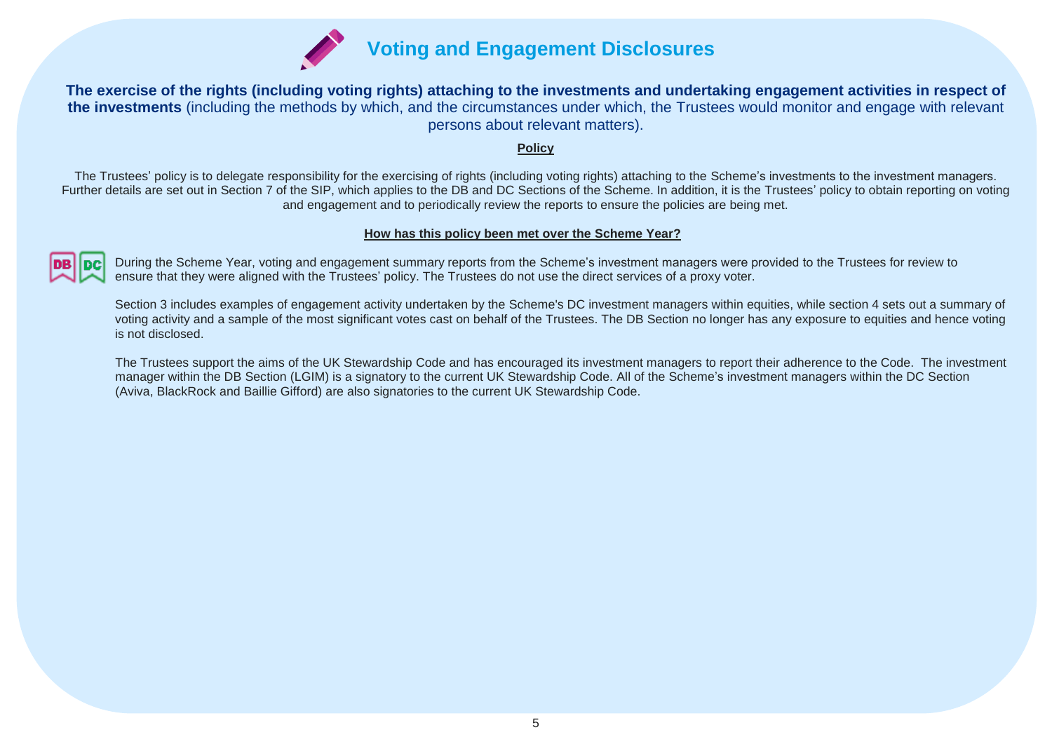# Voting and Engagement Disclosures

**The exercise of the rights (including voting rights) attaching to the investments and undertaking engagement activities in respect of the investments** (including the methods by which, and the circumstances under which, the Trustees would monitor and engage with relevant persons about relevant matters).

**Policy**

The Trustees' policy is to delegate responsibility for the exercising of rights (including voting rights) attaching to the Scheme's investments to the investment managers. Further details are set out in Section 7 of the SIP, which applies to the DB and DC Sections of the Scheme. In addition, it is the Trustees' policy to obtain reporting on voting and engagement and to periodically review the reports to ensure the policies are being met.

**How has this policy been met over the Scheme Year?**

DB DC

During the Scheme Year, voting and engagement summary reports from the Scheme's investment managers were provided to the Trustees for review to ensure that they were aligned with the Trustees' policy. The Trustees do not use the direct services of a proxy voter.

Section 3 includes examples of engagement activity undertaken by the Scheme's DC investment managers within equities, while section 4 sets out a summary of voting activity and a sample of the most significant votes cast on behalf of the Trustees. The DB Section no longer has any exposure to equities and hence voting is not disclosed.

The Trustees support the aims of the UK Stewardship Code and has encouraged its investment managers to report their adherence to the Code. The investment manager within the DB Section (LGIM) is a signatory to the current UK Stewardship Code. All of the Scheme's investment managers within the DC Section (Aviva, BlackRock and Baillie Gifford) are also signatories to the current UK Stewardship Code.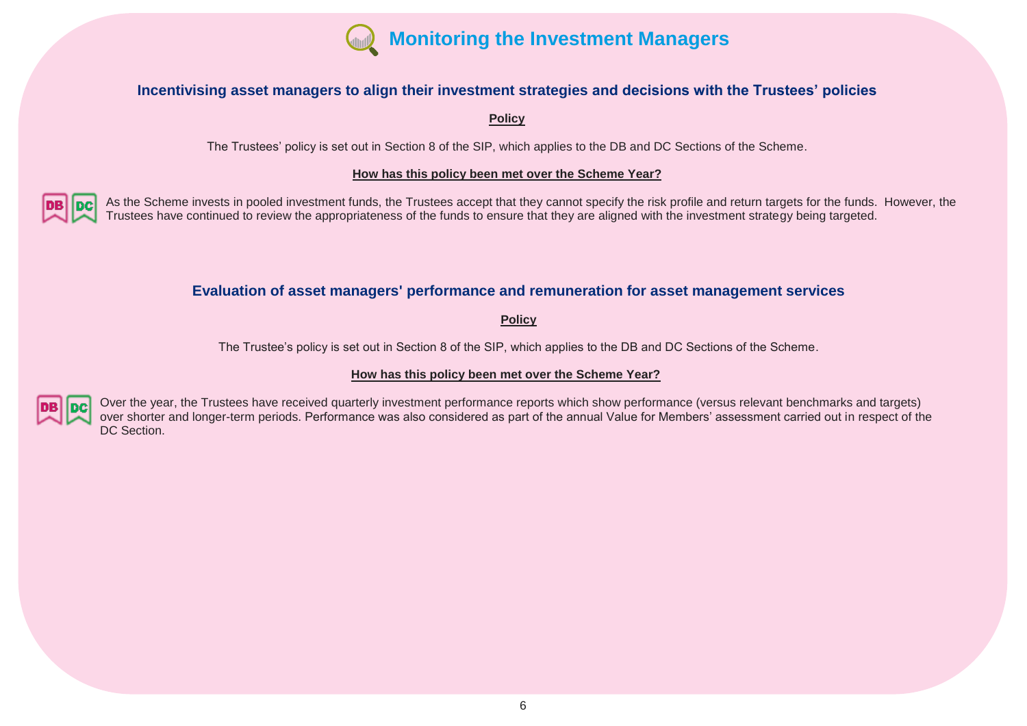# Monitoring the Investment Managers

## Incentivising asset managers to align their investment strategies and decisions with the Trustees' policies

**Policy**

The Trustees' policy is set out in Section 8 of the SIP, which applies to the DB and DC Sections of the Scheme.

**How has this policy been met over the Scheme Year?**

DB DC As the Scheme invests in pooled investment funds, the Trustees accept that they cannot specify the risk profile and return targets for the funds. However, the Trustees have continued to review the appropriateness of the funds to ensure that they are aligned with the investment strategy being targeted.

## Evaluation of asset managers' performance and remuneration for asset management services

**Policy**

The Trustee's policy is set out in Section 8 of the SIP, which applies to the DB and DC Sections of the Scheme.

**How has this policy been met over the Scheme Year?**

DB DC Over the year, the Trustees have received quarterly investment performance reports which show performance (versus relevant benchmarks and targets) over shorter and longer-term periods. Performance was also considered as part of the annual Value for Members' assessment carried out in respect of the DC Section.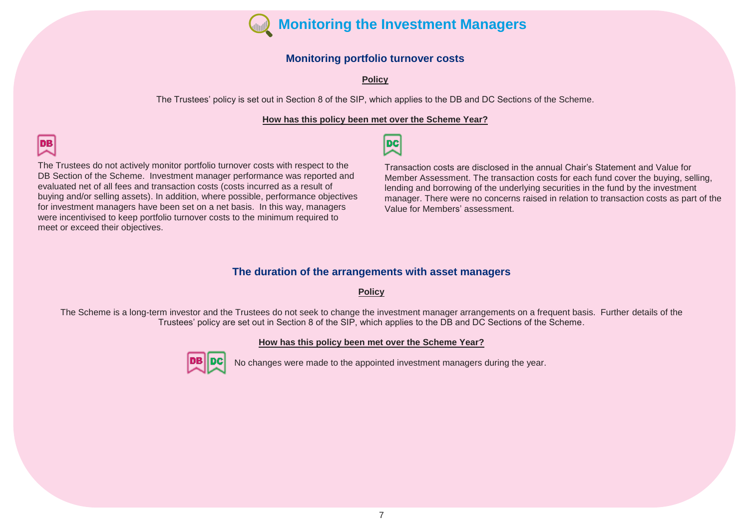# Monitoring the Investment Managers

## Monitoring portfolio turnover costs

**Policy**

The Trustees' policy is set out in Section 8 of the SIP, which applies to the DB and DC Sections of the Scheme.

**How has this policy been met over the Scheme Year?**

**DB**

The Trustees do not actively monitor portfolio turnover costs with respect to the DB Section of the Scheme. Investment manager performance was reported and evaluated net of all fees and transaction costs (costs incurred as a result of buying and/or selling assets). In addition, where possible, performance objectives for investment managers have been set on a net basis. In this way, managers were incentivised to keep portfolio turnover costs to the minimum required to meet or exceed their objectives.

**DC**

Transaction costs are disclosed in the annual Chair's Statement and Value for Member Assessment. The transaction costs for each fund cover the buying, selling, lending and borrowing of the underlying securities in the fund by the investment manager. There were no concerns raised in relation to transaction costs as part of the Value for Members' assessment.

## The duration of the arrangements with asset managers

**Policy**

The Scheme is a long-term investor and the Trustees do not seek to change the investment manager arrangements on a frequent basis. Further details of the Trustees' policy are set out in Section 8 of the SIP, which applies to the DB and DC Sections of the Scheme.

**How has this policy been met over the Scheme Year?**

**DB DC** No changes were made to the appointed investment managers during the year.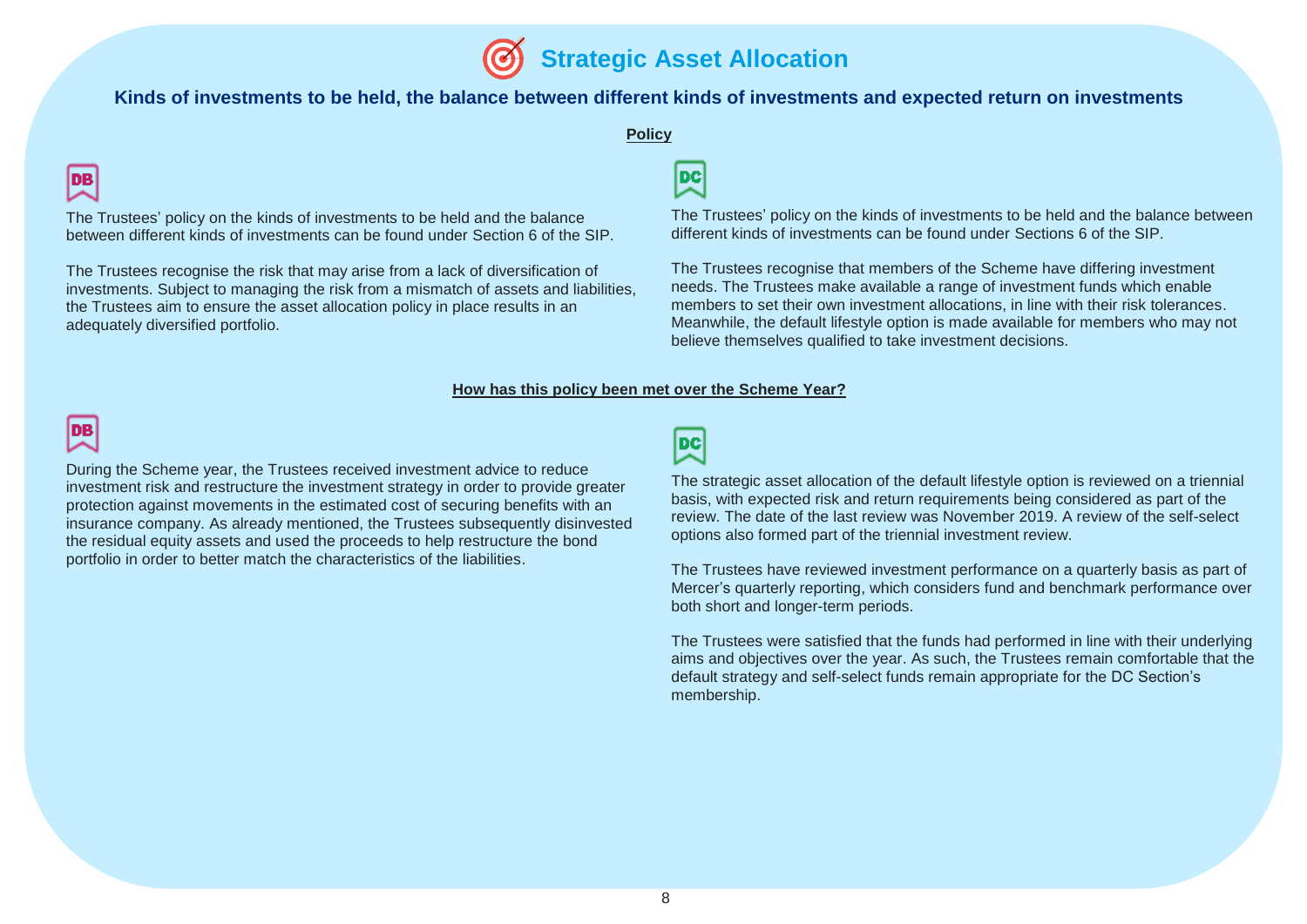# Strategic Asset Allocation

## Kinds of investments to be held, the balance between different kinds of investments and expected return on investments

### Policy

**DB**

The Trustees' policy on the kinds of investments to be held and the balance between different kinds of investments can be found under Section 6 of the SIP.

The Trustees recognise the risk that may arise from a lack of diversification of investments. Subject to managing the risk from a mismatch of assets and liabilities, the Trustees aim to ensure the asset allocation policy in place results in an adequately diversified portfolio.

**DC**

The Trustees' policy on the kinds of investments to be held and the balance between different kinds of investments can be found under Sections 6 of the SIP.

The Trustees recognise that members of the Scheme have differing investment needs. The Trustees make available a range of investment funds which enable members to set their own investment allocations, in line with their risk tolerances. Meanwhile, the default lifestyle option is made available for members who may not believe themselves qualified to take investment decisions.

### How has this policy been met over the Scheme Year?

**DB**

During the Scheme year, the Trustees received investment advice to reduce investment risk and restructure the investment strategy in order to provide greater protection against movements in the estimated cost of securing benefits with an insurance company. As already mentioned, the Trustees subsequently disinvested the residual equity assets and used the proceeds to help restructure the bond portfolio in order to better match the characteristics of the liabilities.

**DC**

The strategic asset allocation of the default lifestyle option is reviewed on a triennial basis, with expected risk and return requirements being considered as part of the review. The date of the last review was November 2019. A review of the self-select options also formed part of the triennial investment review.

The Trustees have reviewed investment performance on a quarterly basis as part of Mercer's quarterly reporting, which considers fund and benchmark performance over both short and longer-term periods.

The Trustees were satisfied that the funds had performed in line with their underlying aims and objectives over the year. As such, the Trustees remain comfortable that the default strategy and self-select funds remain appropriate for the DC Section's membership.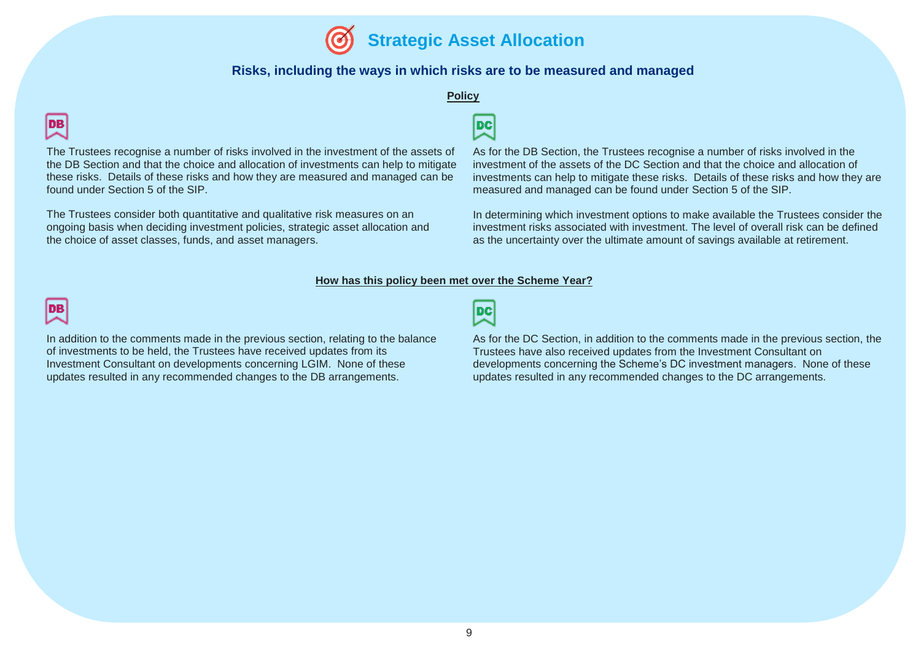# Strategic Asset Allocation

## Risks, including the ways in which risks are to be measured and managed

### Policy

**DB**

The Trustees recognise a number of risks involved in the investment of the assets of the DB Section and that the choice and allocation of investments can help to mitigate these risks. Details of these risks and how they are measured and managed can be found under Section 5 of the SIP.

The Trustees consider both quantitative and qualitative risk measures on an ongoing basis when deciding investment policies, strategic asset allocation and the choice of asset classes, funds, and asset managers.

**DC**

As for the DB Section, the Trustees recognise a number of risks involved in the investment of the assets of the DC Section and that the choice and allocation of investments can help to mitigate these risks. Details of these risks and how they are measured and managed can be found under Section 5 of the SIP.

In determining which investment options to make available the Trustees consider the investment risks associated with investment. The level of overall risk can be defined as the uncertainty over the ultimate amount of savings available at retirement.

### How has this policy been met over the Scheme Year?

**DB**

In addition to the comments made in the previous section, relating to the balance of investments to be held, the Trustees have received updates from its Investment Consultant on developments concerning LGIM. None of these updates resulted in any recommended changes to the DB arrangements.

**DC**

As for the DC Section, in addition to the comments made in the previous section, the Trustees have also received updates from the Investment Consultant on developments concerning the Scheme's DC investment managers. None of these updates resulted in any recommended changes to the DC arrangements.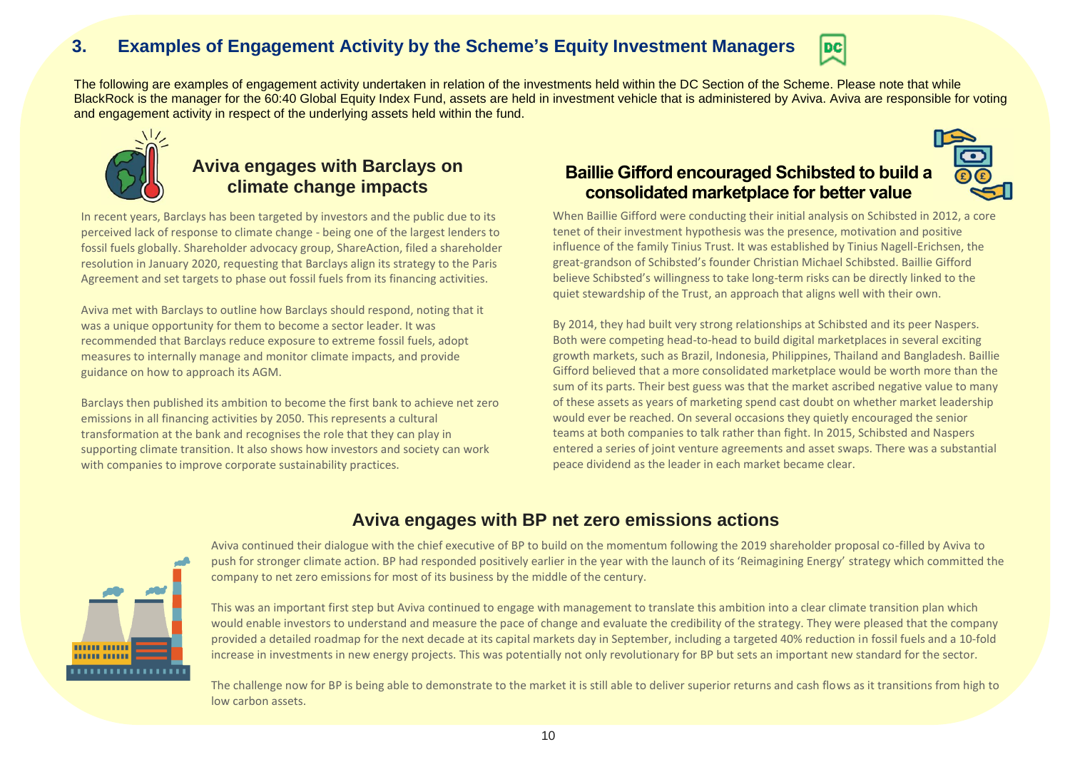## 3. Examples of Engagement Activity by the Scheme's Equity Investment Managers

DC

The following are examples of engagement activity undertaken in relation of the investments held within the DC Section of the Scheme. Please note that while BlackRock is the manager for the 60:40 Global Equity Index Fund, assets are held in investment vehicle that is administered by Aviva. Aviva are responsible for voting and engagement activity in respect of the underlying assets held within the fund.

### Aviva engages with Barclays on climate change impacts

In recent years, Barclays has been targeted by investors and the public due to its perceived lack of response to climate change - being one of the largest lenders to fossil fuels globally. Shareholder advocacy group, ShareAction, filed a shareholder resolution in January 2020, requesting that Barclays align its strategy to the Paris Agreement and set targets to phase out fossil fuels from its financing activities.

Aviva met with Barclays to outline how Barclays should respond, noting that it was a unique opportunity for them to become a sector leader. It was recommended that Barclays reduce exposure to extreme fossil fuels, adopt measures to internally manage and monitor climate impacts, and provide guidance on how to approach its AGM.

Barclays then published its ambition to become the first bank to achieve net zero emissions in all financing activities by 2050. This represents a cultural transformation at the bank and recognises the role that they can play in supporting climate transition. It also shows how investors and society can work with companies to improve corporate sustainability practices.

### Baillie Gifford encouraged Schibsted to build a consolidated marketplace for better value

When Baillie Gifford were conducting their initial analysis on Schibsted in 2012, a core tenet of their investment hypothesis was the presence, motivation and positive influence of the family Tinius Trust. It was established by Tinius Nagell-Erichsen, the great-grandson of Schibsted's founder Christian Michael Schibsted. Baillie Gifford believe Schibsted's willingness to take long-term risks can be directly linked to the quiet stewardship of the Trust, an approach that aligns well with their own.

By 2014, they had built very strong relationships at Schibsted and its peer Naspers. Both were competing head-to-head to build digital marketplaces in several exciting growth markets, such as Brazil, Indonesia, Philippines, Thailand and Bangladesh. Baillie Gifford believed that a more consolidated marketplace would be worth more than the sum of its parts. Their best guess was that the market ascribed negative value to many of these assets as years of marketing spend cast doubt on whether market leadership would ever be reached. On several occasions they quietly encouraged the senior teams at both companies to talk rather than fight. In 2015, Schibsted and Naspers entered a series of joint venture agreements and asset swaps. There was a substantial peace dividend as the leader in each market became clear.

### Aviva engages with BP net zero emissions actions

Aviva continued their dialogue with the chief executive of BP to build on the momentum following the 2019 shareholder proposal co-filed by Aviva to push for stronger climate action. BP had responded positively earlier in the year with the launch of its 'Reimagining Energy' strategy which committed the company to net zero emissions for most of its business by the middle of the century.

This was an important first step but Aviva continued to engage with management to translate this ambition into a clear climate transition plan which would enable investors to understand and measure the pace of change and evaluate the credibility of the strategy. They were pleased that the company provided a detailed roadmap for the next decade at its capital markets day in September, including a targeted 40% reduction in fossil fuels and a 10-fold increase in investments in new energy projects. This was potentially not only revolutionary for BP but sets an important new standard for the sector.

The challenge now for BP is being able to demonstrate to the market it is still able to deliver superior returns and cash flows as it transitions from high to low carbon assets.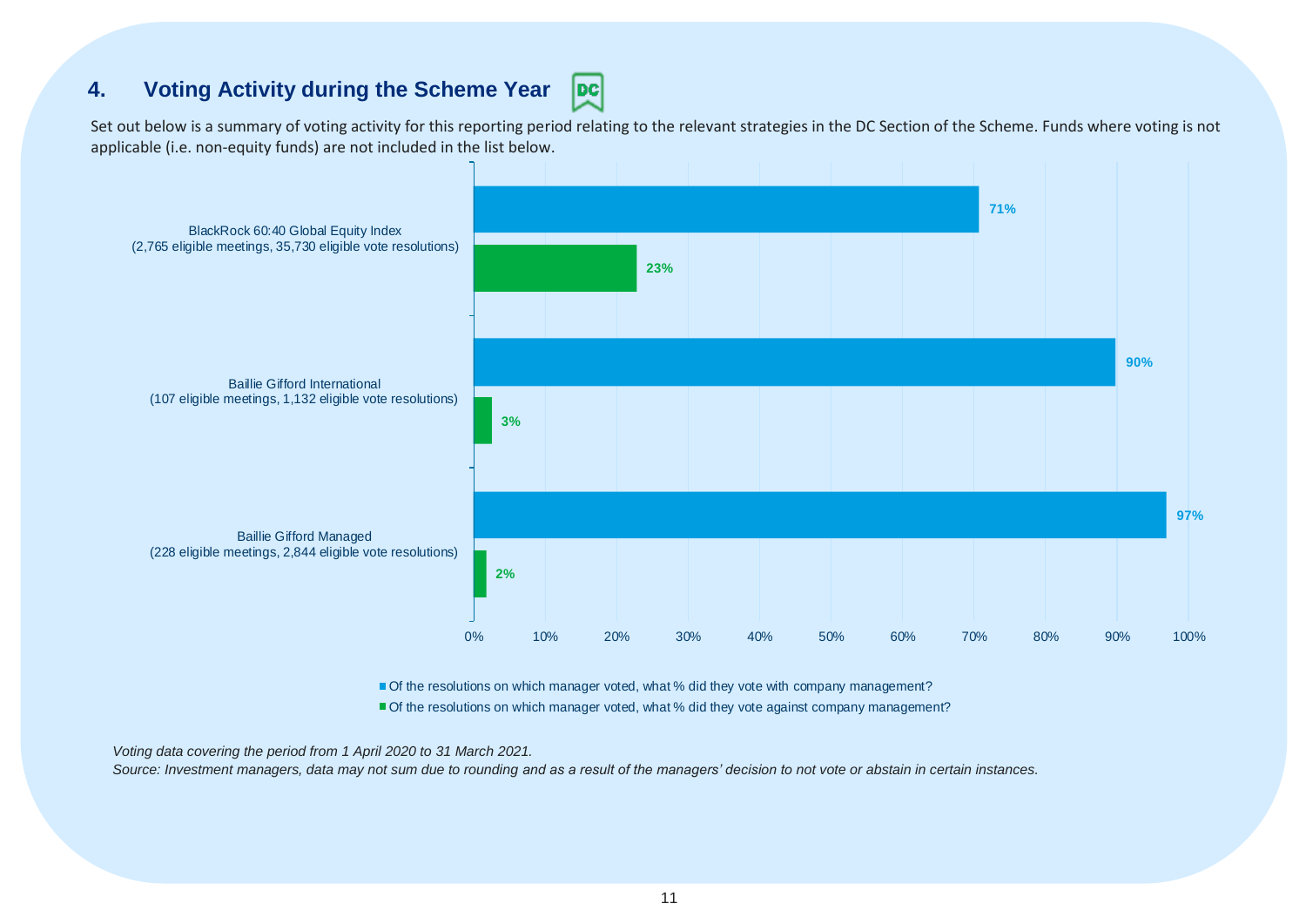## 4. Voting Activity during the Scheme Year

Set out below is a summary of voting activity for this reporting period relating to the relevant strategies in the DC Section of the Scheme. Funds where voting is not applicable (i.e. non-equity funds) are not included in the list below.

| Fund | Of the resolutions on which manager voted, what % did they vote with company management? | Of the resolutions on which manager voted, what % did they vote against company management? |
|---|---|---|
| BlackRock 60:40 Global Equity Index (2,765 eligible meetings, 35,730 eligible vote resolutions) | 71% | 23% |
| Baillie Gifford International (107 eligible meetings, 1,132 eligible vote resolutions) | 90% | 3% |
| Baillie Gifford Managed (228 eligible meetings, 2,844 eligible vote resolutions) | 97% | 2% |

*Voting data covering the period from 1 April 2020 to 31 March 2021.*
*Source: Investment managers, data may not sum due to rounding and as a result of the managers' decision to not vote or abstain in certain instances.*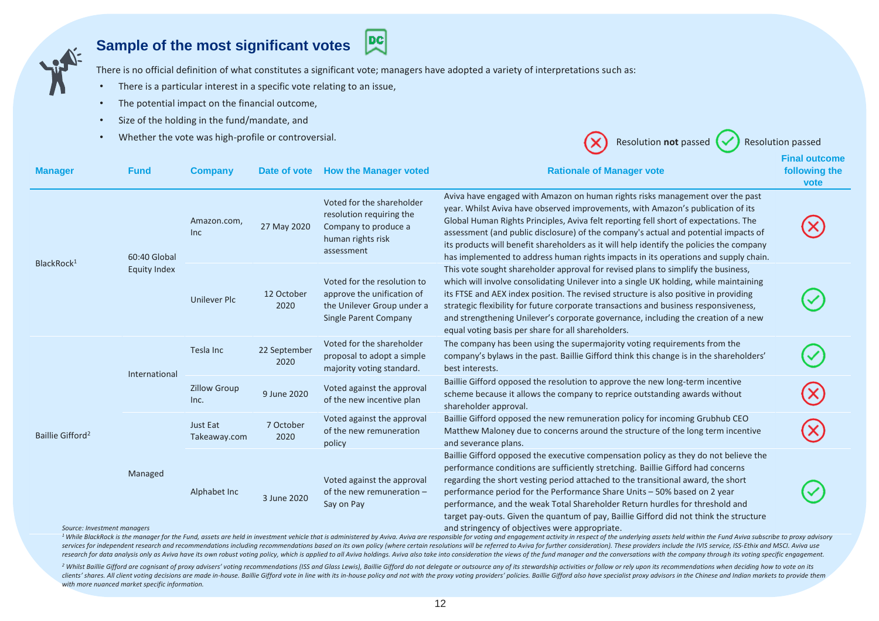## Sample of the most significant votes

There is no official definition of what constitutes a significant vote; managers have adopted a variety of interpretations such as:

- There is a particular interest in a specific vote relating to an issue,
- The potential impact on the financial outcome,
- Size of the holding in the fund/mandate, and
- Whether the vote was high-profile or controversial.

✗ Resolution **not** passed ✓ Resolution passed

| Manager | Fund | Company | Date of vote | How the Manager voted | Rationale of Manager vote | Final outcome following the vote |
|---|---|---|---|---|---|---|
| BlackRock[1] | 60:40 Global Equity Index | Amazon.com, Inc | 27 May 2020 | Voted for the shareholder resolution requiring the Company to produce a human rights risk assessment | Aviva have engaged with Amazon on human rights risks management over the past year. Whilst Aviva have observed improvements, with Amazon's publication of its Global Human Rights Principles, Aviva felt reporting fell short of expectations. The assessment (and public disclosure) of the company's actual and potential impacts of its products will benefit shareholders as it will help identify the policies the company has implemented to address human rights impacts in its operations and supply chain. | ✗ |
| | | Unilever Plc | 12 October 2020 | Voted for the resolution to approve the unification of the Unilever Group under a Single Parent Company | This vote sought shareholder approval for revised plans to simplify the business, which will involve consolidating Unilever into a single UK holding, while maintaining its FTSE and AEX index position. The revised structure is also positive in providing strategic flexibility for future corporate transactions and business responsiveness, and strengthening Unilever's corporate governance, including the creation of a new equal voting basis per share for all shareholders. | ✓ |
| Baillie Gifford[2] | International | Tesla Inc | 22 September 2020 | Voted for the shareholder proposal to adopt a simple majority voting standard. | The company has been using the supermajority voting requirements from the company's bylaws in the past. Baillie Gifford think this change is in the shareholders' best interests. | ✓ |
| | | Zillow Group Inc. | 9 June 2020 | Voted against the approval of the new incentive plan | Baillie Gifford opposed the resolution to approve the new long-term incentive scheme because it allows the company to reprice outstanding awards without shareholder approval. | ✗ |
| | Managed | Just Eat Takeaway.com | 7 October 2020 | Voted against the approval of the new remuneration policy | Baillie Gifford opposed the new remuneration policy for incoming Grubhub CEO Matthew Maloney due to concerns around the structure of the long term incentive and severance plans. | ✗ |
| | | Alphabet Inc | 3 June 2020 | Voted against the approval of the new remuneration – Say on Pay | Baillie Gifford opposed the executive compensation policy as they do not believe the performance conditions are sufficiently stretching. Baillie Gifford had concerns regarding the short vesting period attached to the transitional award, the short performance period for the Performance Share Units – 50% based on 2 year performance, and the weak Total Shareholder Return hurdles for threshold and target pay-outs. Given the quantum of pay, Baillie Gifford did not think the structure and stringency of objectives were appropriate. | ✓ |

*Source: Investment managers*

*[1] While BlackRock is the manager for the Fund, assets are held in investment vehicle that is administered by Aviva. Aviva are responsible for voting and engagement activity in respect of the underlying assets held within the Fund Aviva subscribe to proxy advisory services for independent research and recommendations including recommendations based on its own policy (where certain resolutions will be referred to Aviva for further consideration). These providers include the IVIS service, ISS-Ethix and MSCI. Aviva use research for data analysis only as Aviva have its own robust voting policy, which is applied to all Aviva holdings. Aviva also take into consideration the views of the fund manager and the conversations with the company through its voting specific engagement.*

*[2] Whilst Baillie Gifford are cognisant of proxy advisers' voting recommendations (ISS and Glass Lewis), Baillie Gifford do not delegate or outsource any of its stewardship activities or follow or rely upon its recommendations when deciding how to vote on its clients' shares. All client voting decisions are made in-house. Baillie Gifford vote in line with its in-house policy and not with the proxy voting providers' policies. Baillie Gifford also have specialist proxy advisors in the Chinese and Indian markets to provide them with more nuanced market specific information.*